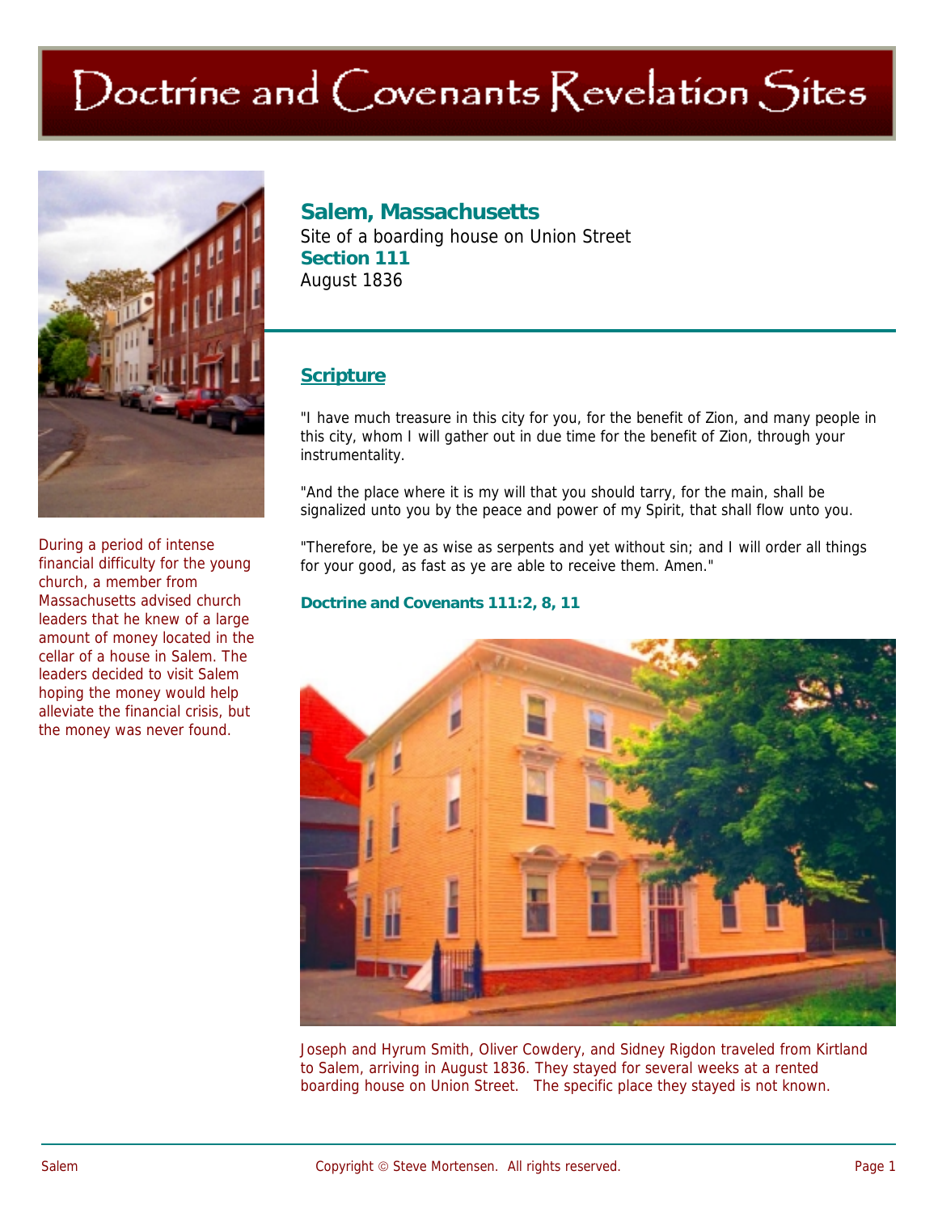# Doctrine and Covenants Revelation Sites

## Salem, Massachusetts

Site of a boarding house on Union Street

**Section 111**

August 1836

During a period of intense financial difficulty for the young church, a member from Massachusetts advised church leaders that he knew of a large amount of money located in the cellar of a house in Salem. The leaders decided to visit Salem hoping the money would help alleviate the financial crisis, but the money was never found.

### Scripture

"I have much treasure in this city for you, for the benefit of Zion, and many people in this city, whom I will gather out in due time for the benefit of Zion, through your instrumentality.

"And the place where it is my will that you should tarry, for the main, shall be signalized unto you by the peace and power of my Spirit, that shall flow unto you.

"Therefore, be ye as wise as serpents and yet without sin; and I will order all things for your good, as fast as ye are able to receive them. Amen."

**Doctrine and Covenants 111:2, 8, 11**

Joseph and Hyrum Smith, Oliver Cowdery, and Sidney Rigdon traveled from Kirtland to Salem, arriving in August 1836. They stayed for several weeks at a rented boarding house on Union Street. The specific place they stayed is not known.

Copyright © Steve Mortensen. All rights reserved.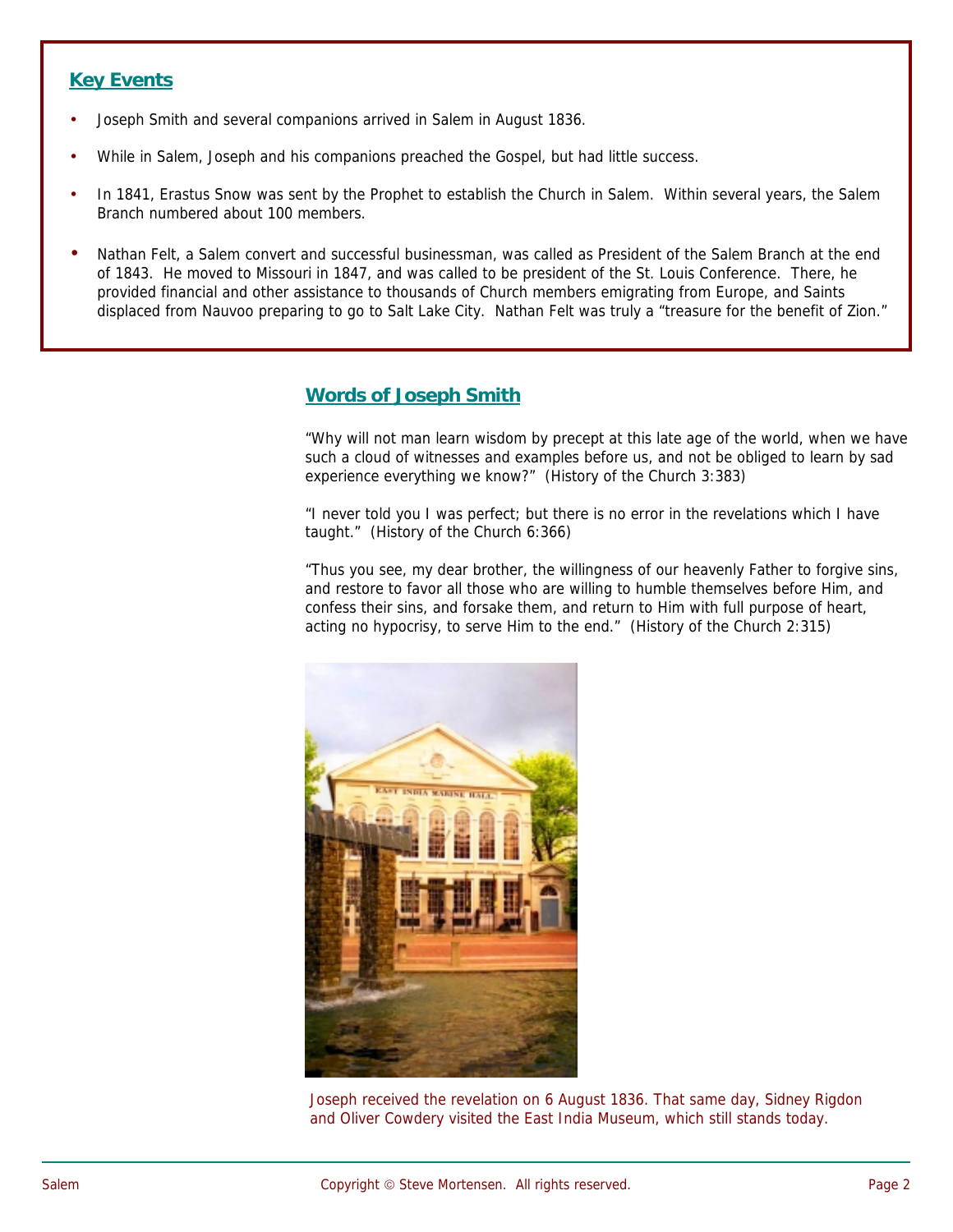## Key Events

- Joseph Smith and several companions arrived in Salem in August 1836.
- While in Salem, Joseph and his companions preached the Gospel, but had little success.
- In 1841, Erastus Snow was sent by the Prophet to establish the Church in Salem. Within several years, the Salem Branch numbered about 100 members.
- Nathan Felt, a Salem convert and successful businessman, was called as President of the Salem Branch at the end of 1843. He moved to Missouri in 1847, and was called to be president of the St. Louis Conference. There, he provided financial and other assistance to thousands of Church members emigrating from Europe, and Saints displaced from Nauvoo preparing to go to Salt Lake City. Nathan Felt was truly a "treasure for the benefit of Zion."

## Words of Joseph Smith

"Why will not man learn wisdom by precept at this late age of the world, when we have such a cloud of witnesses and examples before us, and not be obliged to learn by sad experience everything we know?" (History of the Church 3:383)

"I never told you I was perfect; but there is no error in the revelations which I have taught." (History of the Church 6:366)

"Thus you see, my dear brother, the willingness of our heavenly Father to forgive sins, and restore to favor all those who are willing to humble themselves before Him, and confess their sins, and forsake them, and return to Him with full purpose of heart, acting no hypocrisy, to serve Him to the end." (History of the Church 2:315)

Joseph received the revelation on 6 August 1836. That same day, Sidney Rigdon and Oliver Cowdery visited the East India Museum, which still stands today.